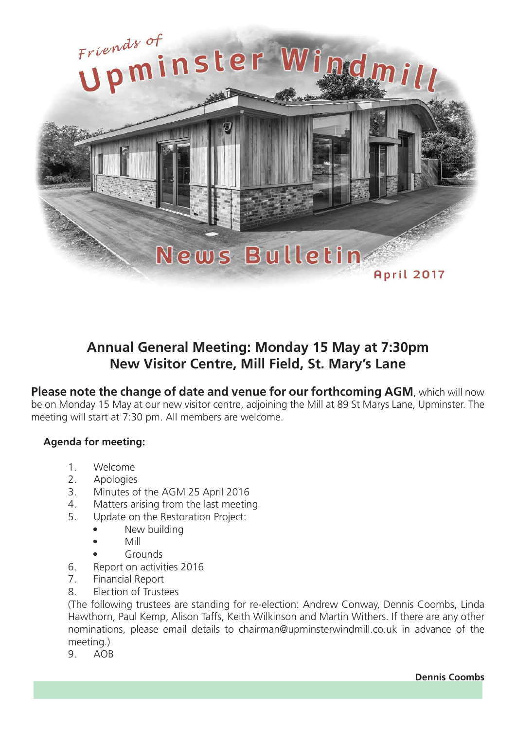# Friends of Upminster Windmill

## News Bulletin

April 2017

## Annual General Meeting: Monday 15 May at 7:30pm
## New Visitor Centre, Mill Field, St. Mary's Lane

**Please note the change of date and venue for our forthcoming AGM**, which will now be on Monday 15 May at our new visitor centre, adjoining the Mill at 89 St Marys Lane, Upminster. The meeting will start at 7:30 pm. All members are welcome.

**Agenda for meeting:**

1. Welcome
2. Apologies
3. Minutes of the AGM 25 April 2016
4. Matters arising from the last meeting
5. Update on the Restoration Project:
   - New building
   - Mill
   - Grounds
6. Report on activities 2016
7. Financial Report
8. Election of Trustees

   (The following trustees are standing for re-election: Andrew Conway, Dennis Coombs, Linda Hawthorn, Paul Kemp, Alison Taffs, Keith Wilkinson and Martin Withers. If there are any other nominations, please email details to chairman@upminsterwindmill.co.uk in advance of the meeting.)
9. AOB

**Dennis Coombs**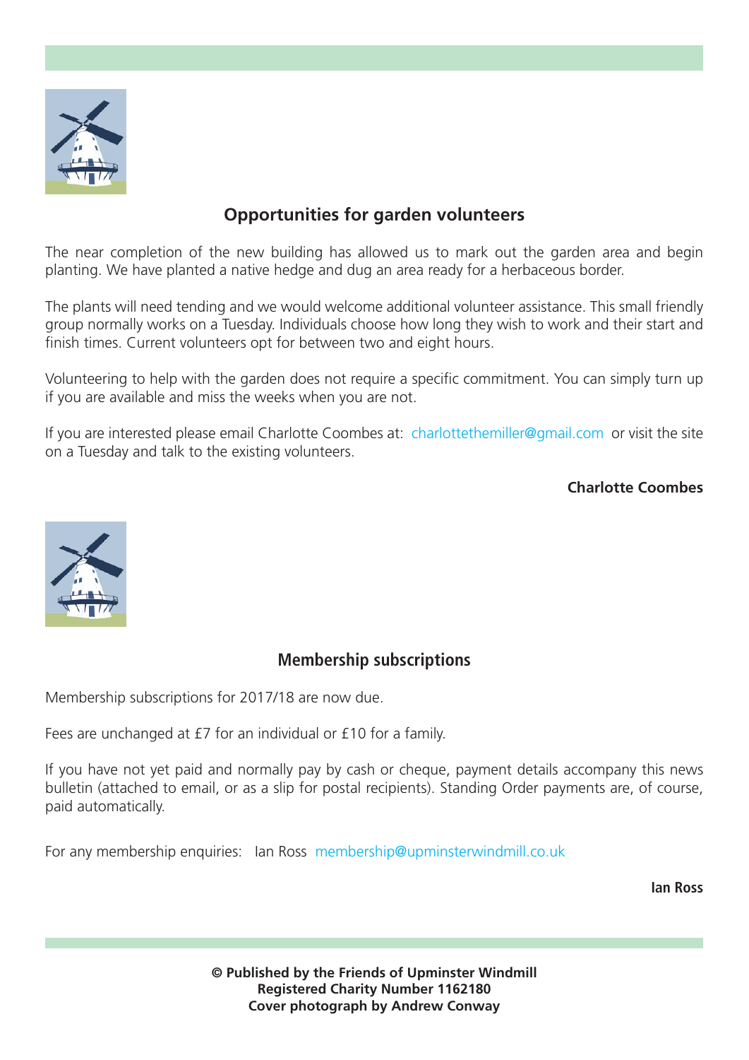## Opportunities for garden volunteers

The near completion of the new building has allowed us to mark out the garden area and begin planting. We have planted a native hedge and dug an area ready for a herbaceous border.

The plants will need tending and we would welcome additional volunteer assistance. This small friendly group normally works on a Tuesday. Individuals choose how long they wish to work and their start and finish times. Current volunteers opt for between two and eight hours.

Volunteering to help with the garden does not require a specific commitment. You can simply turn up if you are available and miss the weeks when you are not.

If you are interested please email Charlotte Coombes at: charlottethemiller@gmail.com or visit the site on a Tuesday and talk to the existing volunteers.

**Charlotte Coombes**

## Membership subscriptions

Membership subscriptions for 2017/18 are now due.

Fees are unchanged at £7 for an individual or £10 for a family.

If you have not yet paid and normally pay by cash or cheque, payment details accompany this news bulletin (attached to email, or as a slip for postal recipients). Standing Order payments are, of course, paid automatically.

For any membership enquiries: Ian Ross membership@upminsterwindmill.co.uk

**Ian Ross**

**© Published by the Friends of Upminster Windmill**
**Registered Charity Number 1162180**
**Cover photograph by Andrew Conway**